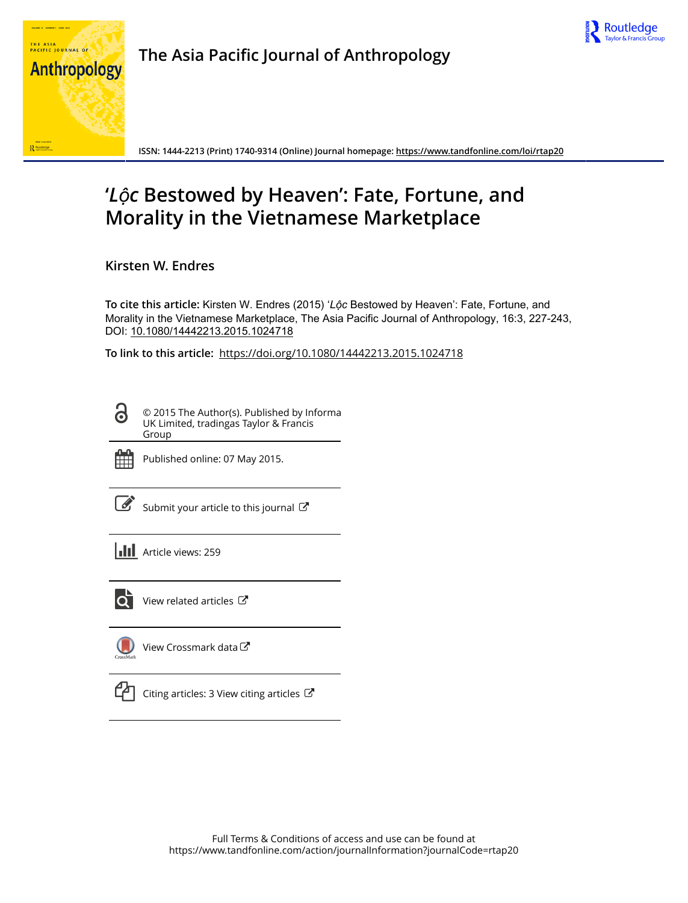The Asia Pacific Journal of Anthropology

ISSN: 1444-2213 (Print) 1740-9314 (Online) Journal homepage: https://www.tandfonline.com/loi/rtap20

# '*Lộc* Bestowed by Heaven': Fate, Fortune, and Morality in the Vietnamese Marketplace

**Kirsten W. Endres**

**To cite this article:** Kirsten W. Endres (2015) '*Lộc* Bestowed by Heaven': Fate, Fortune, and Morality in the Vietnamese Marketplace, The Asia Pacific Journal of Anthropology, 16:3, 227-243, DOI: 10.1080/14442213.2015.1024718

**To link to this article:** https://doi.org/10.1080/14442213.2015.1024718

© 2015 The Author(s). Published by Informa UK Limited, tradingas Taylor & Francis Group

Published online: 07 May 2015.

Submit your article to this journal

Article views: 259

View related articles

View Crossmark data

Citing articles: 3 View citing articles

Full Terms & Conditions of access and use can be found at https://www.tandfonline.com/action/journalInformation?journalCode=rtap20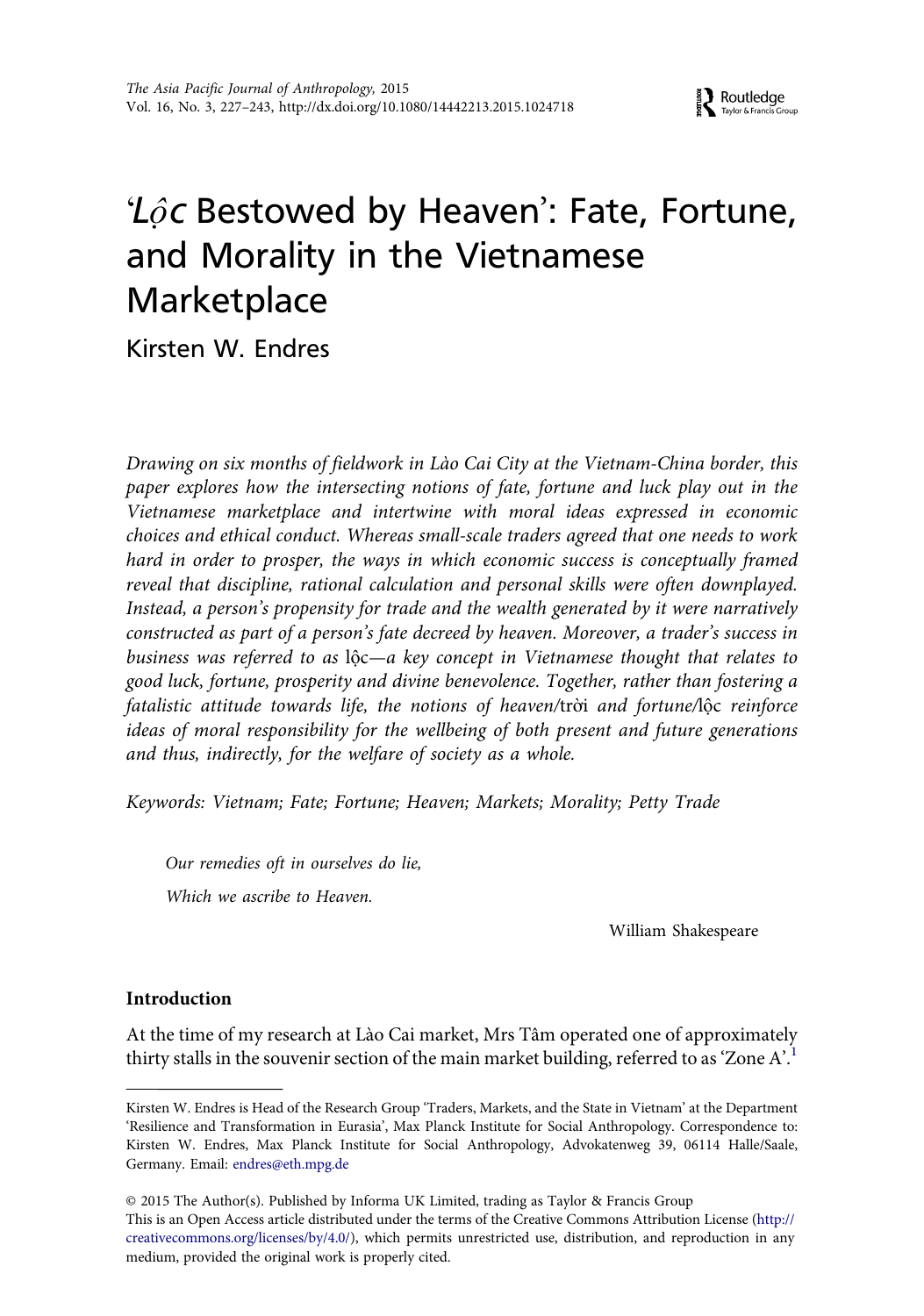# '*Lộc* Bestowed by Heaven': Fate, Fortune, and Morality in the Vietnamese Marketplace

Kirsten W. Endres

*Drawing on six months of fieldwork in Lào Cai City at the Vietnam-China border, this paper explores how the intersecting notions of fate, fortune and luck play out in the Vietnamese marketplace and intertwine with moral ideas expressed in economic choices and ethical conduct. Whereas small-scale traders agreed that one needs to work hard in order to prosper, the ways in which economic success is conceptually framed reveal that discipline, rational calculation and personal skills were often downplayed. Instead, a person's propensity for trade and the wealth generated by it were narratively constructed as part of a person's fate decreed by heaven. Moreover, a trader's success in business was referred to as* lộc*—a key concept in Vietnamese thought that relates to good luck, fortune, prosperity and divine benevolence. Together, rather than fostering a fatalistic attitude towards life, the notions of heaven/*trời *and fortune/*lộc *reinforce ideas of moral responsibility for the wellbeing of both present and future generations and thus, indirectly, for the welfare of society as a whole.*

*Keywords: Vietnam; Fate; Fortune; Heaven; Markets; Morality; Petty Trade*

> *Our remedies oft in ourselves do lie,*
>
> *Which we ascribe to Heaven.*
>
> William Shakespeare

## Introduction

At the time of my research at Lào Cai market, Mrs Tâm operated one of approximately thirty stalls in the souvenir section of the main market building, referred to as 'Zone A'.[1]

---

Kirsten W. Endres is Head of the Research Group 'Traders, Markets, and the State in Vietnam' at the Department 'Resilience and Transformation in Eurasia', Max Planck Institute for Social Anthropology. Correspondence to: Kirsten W. Endres, Max Planck Institute for Social Anthropology, Advokatenweg 39, 06114 Halle/Saale, Germany. Email: endres@eth.mpg.de

© 2015 The Author(s). Published by Informa UK Limited, trading as Taylor & Francis Group
This is an Open Access article distributed under the terms of the Creative Commons Attribution License (http://creativecommons.org/licenses/by/4.0/), which permits unrestricted use, distribution, and reproduction in any medium, provided the original work is properly cited.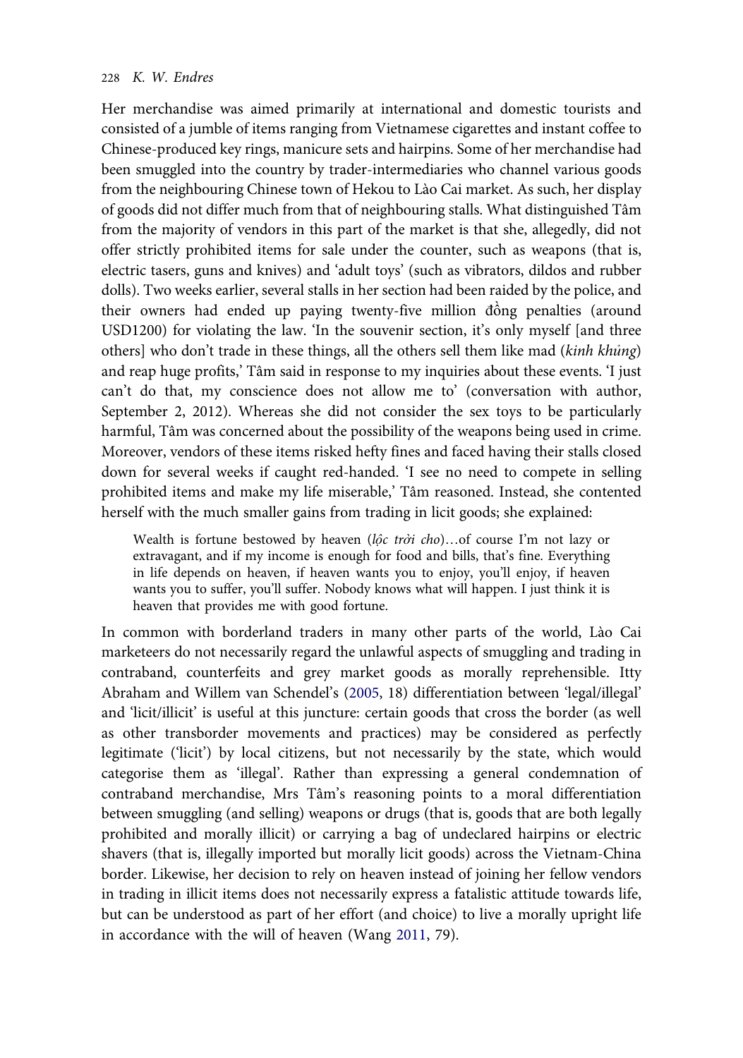Her merchandise was aimed primarily at international and domestic tourists and consisted of a jumble of items ranging from Vietnamese cigarettes and instant coffee to Chinese-produced key rings, manicure sets and hairpins. Some of her merchandise had been smuggled into the country by trader-intermediaries who channel various goods from the neighbouring Chinese town of Hekou to Lào Cai market. As such, her display of goods did not differ much from that of neighbouring stalls. What distinguished Tâm from the majority of vendors in this part of the market is that she, allegedly, did not offer strictly prohibited items for sale under the counter, such as weapons (that is, electric tasers, guns and knives) and 'adult toys' (such as vibrators, dildos and rubber dolls). Two weeks earlier, several stalls in her section had been raided by the police, and their owners had ended up paying twenty-five million đồng penalties (around USD1200) for violating the law. 'In the souvenir section, it's only myself [and three others] who don't trade in these things, all the others sell them like mad (*kinh khủng*) and reap huge profits,' Tâm said in response to my inquiries about these events. 'I just can't do that, my conscience does not allow me to' (conversation with author, September 2, 2012). Whereas she did not consider the sex toys to be particularly harmful, Tâm was concerned about the possibility of the weapons being used in crime. Moreover, vendors of these items risked hefty fines and faced having their stalls closed down for several weeks if caught red-handed. 'I see no need to compete in selling prohibited items and make my life miserable,' Tâm reasoned. Instead, she contented herself with the much smaller gains from trading in licit goods; she explained:

> Wealth is fortune bestowed by heaven (*lộc trời cho*)…of course I'm not lazy or extravagant, and if my income is enough for food and bills, that's fine. Everything in life depends on heaven, if heaven wants you to enjoy, you'll enjoy, if heaven wants you to suffer, you'll suffer. Nobody knows what will happen. I just think it is heaven that provides me with good fortune.

In common with borderland traders in many other parts of the world, Lào Cai marketeers do not necessarily regard the unlawful aspects of smuggling and trading in contraband, counterfeits and grey market goods as morally reprehensible. Itty Abraham and Willem van Schendel's (2005, 18) differentiation between 'legal/illegal' and 'licit/illicit' is useful at this juncture: certain goods that cross the border (as well as other transborder movements and practices) may be considered as perfectly legitimate ('licit') by local citizens, but not necessarily by the state, which would categorise them as 'illegal'. Rather than expressing a general condemnation of contraband merchandise, Mrs Tâm's reasoning points to a moral differentiation between smuggling (and selling) weapons or drugs (that is, goods that are both legally prohibited and morally illicit) or carrying a bag of undeclared hairpins or electric shavers (that is, illegally imported but morally licit goods) across the Vietnam-China border. Likewise, her decision to rely on heaven instead of joining her fellow vendors in trading in illicit items does not necessarily express a fatalistic attitude towards life, but can be understood as part of her effort (and choice) to live a morally upright life in accordance with the will of heaven (Wang 2011, 79).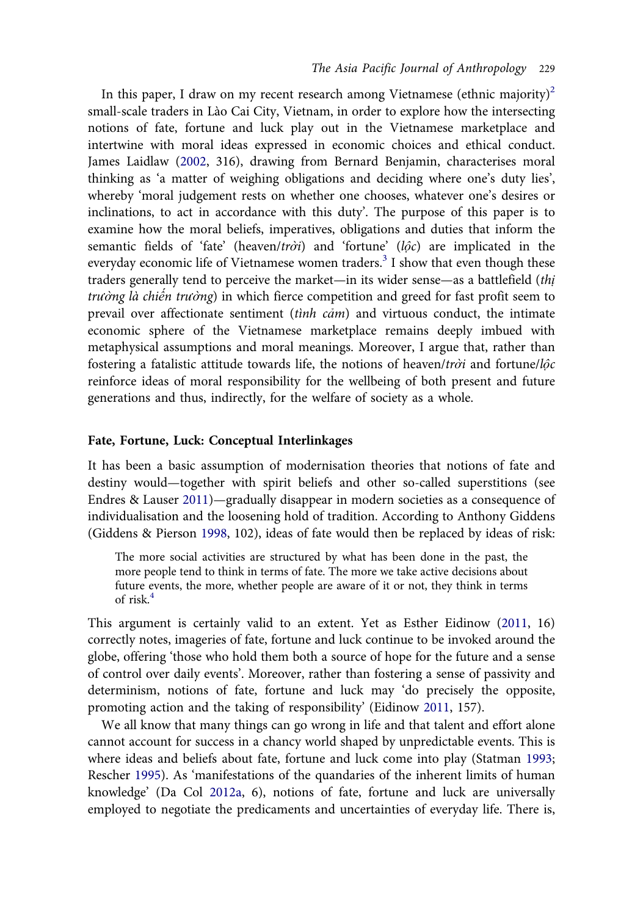In this paper, I draw on my recent research among Vietnamese (ethnic majority)[2] small-scale traders in Lào Cai City, Vietnam, in order to explore how the intersecting notions of fate, fortune and luck play out in the Vietnamese marketplace and intertwine with moral ideas expressed in economic choices and ethical conduct. James Laidlaw (2002, 316), drawing from Bernard Benjamin, characterises moral thinking as 'a matter of weighing obligations and deciding where one's duty lies', whereby 'moral judgement rests on whether one chooses, whatever one's desires or inclinations, to act in accordance with this duty'. The purpose of this paper is to examine how the moral beliefs, imperatives, obligations and duties that inform the semantic fields of 'fate' (heaven/*trời*) and 'fortune' (*lộc*) are implicated in the everyday economic life of Vietnamese women traders.[3] I show that even though these traders generally tend to perceive the market—in its wider sense—as a battlefield (*thị trường là chiến trường*) in which fierce competition and greed for fast profit seem to prevail over affectionate sentiment (*tình cảm*) and virtuous conduct, the intimate economic sphere of the Vietnamese marketplace remains deeply imbued with metaphysical assumptions and moral meanings. Moreover, I argue that, rather than fostering a fatalistic attitude towards life, the notions of heaven/*trời* and fortune/*lộc* reinforce ideas of moral responsibility for the wellbeing of both present and future generations and thus, indirectly, for the welfare of society as a whole.

## Fate, Fortune, Luck: Conceptual Interlinkages

It has been a basic assumption of modernisation theories that notions of fate and destiny would—together with spirit beliefs and other so-called superstitions (see Endres & Lauser 2011)—gradually disappear in modern societies as a consequence of individualisation and the loosening hold of tradition. According to Anthony Giddens (Giddens & Pierson 1998, 102), ideas of fate would then be replaced by ideas of risk:

> The more social activities are structured by what has been done in the past, the more people tend to think in terms of fate. The more we take active decisions about future events, the more, whether people are aware of it or not, they think in terms of risk.[4]

This argument is certainly valid to an extent. Yet as Esther Eidinow (2011, 16) correctly notes, imageries of fate, fortune and luck continue to be invoked around the globe, offering 'those who hold them both a source of hope for the future and a sense of control over daily events'. Moreover, rather than fostering a sense of passivity and determinism, notions of fate, fortune and luck may 'do precisely the opposite, promoting action and the taking of responsibility' (Eidinow 2011, 157).

We all know that many things can go wrong in life and that talent and effort alone cannot account for success in a chancy world shaped by unpredictable events. This is where ideas and beliefs about fate, fortune and luck come into play (Statman 1993; Rescher 1995). As 'manifestations of the quandaries of the inherent limits of human knowledge' (Da Col 2012a, 6), notions of fate, fortune and luck are universally employed to negotiate the predicaments and uncertainties of everyday life. There is,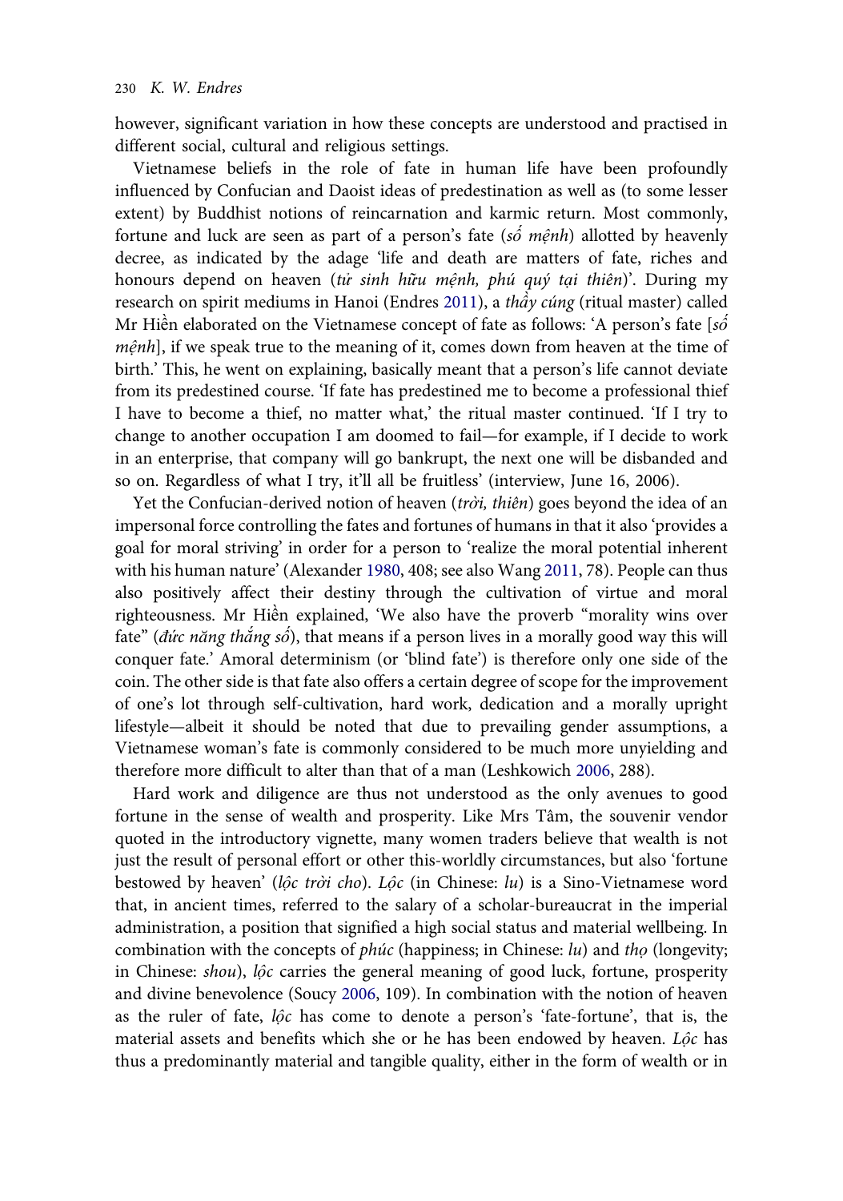however, significant variation in how these concepts are understood and practised in different social, cultural and religious settings.

Vietnamese beliefs in the role of fate in human life have been profoundly influenced by Confucian and Daoist ideas of predestination as well as (to some lesser extent) by Buddhist notions of reincarnation and karmic return. Most commonly, fortune and luck are seen as part of a person's fate (*số mệnh*) allotted by heavenly decree, as indicated by the adage 'life and death are matters of fate, riches and honours depend on heaven (*tử sinh hữu mệnh, phú quý tại thiên*)'. During my research on spirit mediums in Hanoi (Endres 2011), a *thầy cúng* (ritual master) called Mr Hiền elaborated on the Vietnamese concept of fate as follows: 'A person's fate [*số mệnh*], if we speak true to the meaning of it, comes down from heaven at the time of birth.' This, he went on explaining, basically meant that a person's life cannot deviate from its predestined course. 'If fate has predestined me to become a professional thief I have to become a thief, no matter what,' the ritual master continued. 'If I try to change to another occupation I am doomed to fail—for example, if I decide to work in an enterprise, that company will go bankrupt, the next one will be disbanded and so on. Regardless of what I try, it'll all be fruitless' (interview, June 16, 2006).

Yet the Confucian-derived notion of heaven (*trời, thiên*) goes beyond the idea of an impersonal force controlling the fates and fortunes of humans in that it also 'provides a goal for moral striving' in order for a person to 'realize the moral potential inherent with his human nature' (Alexander 1980, 408; see also Wang 2011, 78). People can thus also positively affect their destiny through the cultivation of virtue and moral righteousness. Mr Hiền explained, 'We also have the proverb "morality wins over fate" (*đức năng thắng số*), that means if a person lives in a morally good way this will conquer fate.' Amoral determinism (or 'blind fate') is therefore only one side of the coin. The other side is that fate also offers a certain degree of scope for the improvement of one's lot through self-cultivation, hard work, dedication and a morally upright lifestyle—albeit it should be noted that due to prevailing gender assumptions, a Vietnamese woman's fate is commonly considered to be much more unyielding and therefore more difficult to alter than that of a man (Leshkowich 2006, 288).

Hard work and diligence are thus not understood as the only avenues to good fortune in the sense of wealth and prosperity. Like Mrs Tâm, the souvenir vendor quoted in the introductory vignette, many women traders believe that wealth is not just the result of personal effort or other this-worldly circumstances, but also 'fortune bestowed by heaven' (*lộc trời cho*). *Lộc* (in Chinese: *lu*) is a Sino-Vietnamese word that, in ancient times, referred to the salary of a scholar-bureaucrat in the imperial administration, a position that signified a high social status and material wellbeing. In combination with the concepts of *phúc* (happiness; in Chinese: *lu*) and *thọ* (longevity; in Chinese: *shou*), *lộc* carries the general meaning of good luck, fortune, prosperity and divine benevolence (Soucy 2006, 109). In combination with the notion of heaven as the ruler of fate, *lộc* has come to denote a person's 'fate-fortune', that is, the material assets and benefits which she or he has been endowed by heaven. *Lộc* has thus a predominantly material and tangible quality, either in the form of wealth or in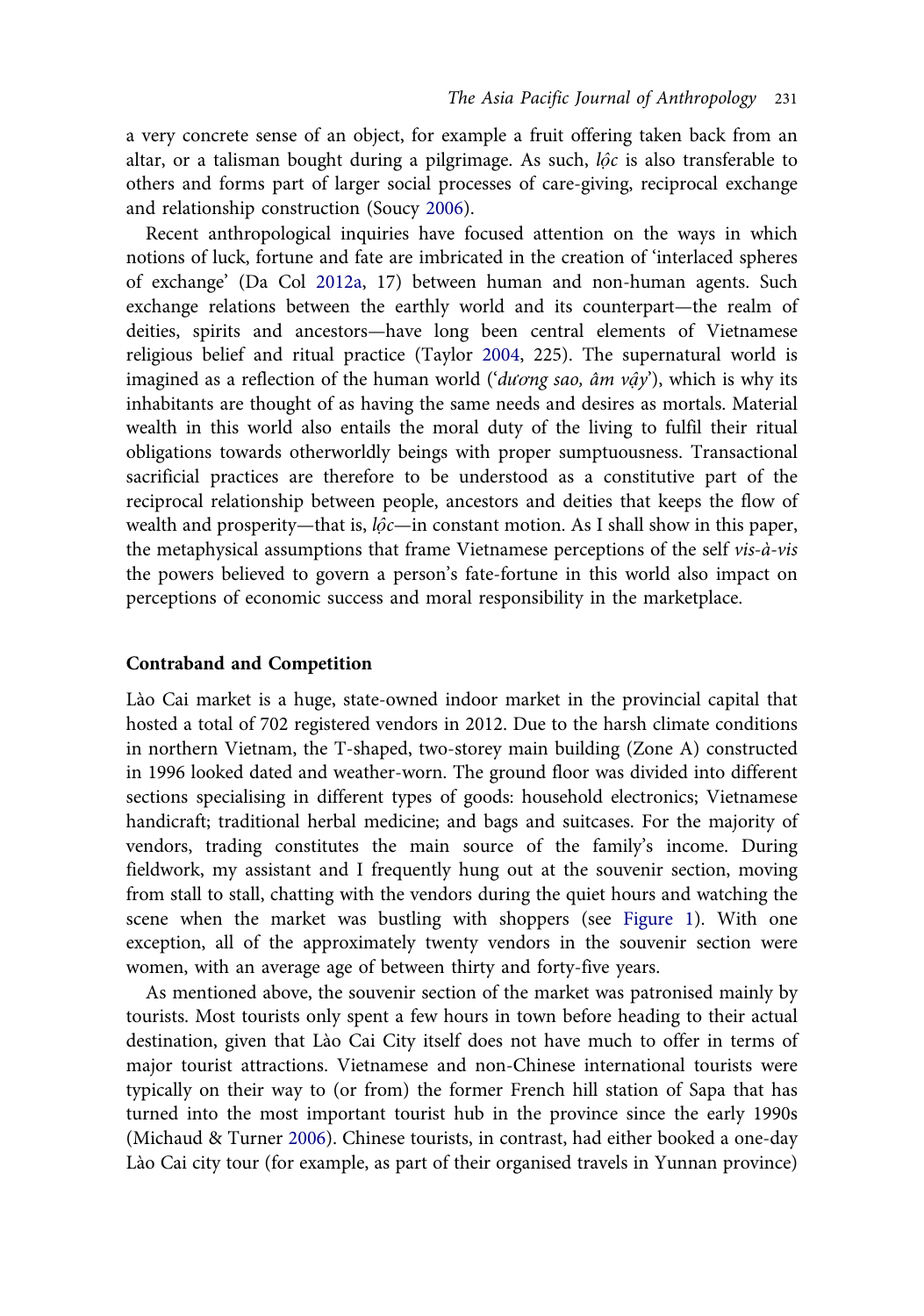a very concrete sense of an object, for example a fruit offering taken back from an altar, or a talisman bought during a pilgrimage. As such, *lộc* is also transferable to others and forms part of larger social processes of care-giving, reciprocal exchange and relationship construction (Soucy 2006).

Recent anthropological inquiries have focused attention on the ways in which notions of luck, fortune and fate are imbricated in the creation of 'interlaced spheres of exchange' (Da Col 2012a, 17) between human and non-human agents. Such exchange relations between the earthly world and its counterpart—the realm of deities, spirits and ancestors—have long been central elements of Vietnamese religious belief and ritual practice (Taylor 2004, 225). The supernatural world is imagined as a reflection of the human world ('*dương sao, âm vậy*'), which is why its inhabitants are thought of as having the same needs and desires as mortals. Material wealth in this world also entails the moral duty of the living to fulfil their ritual obligations towards otherworldly beings with proper sumptuousness. Transactional sacrificial practices are therefore to be understood as a constitutive part of the reciprocal relationship between people, ancestors and deities that keeps the flow of wealth and prosperity—that is, *lộc*—in constant motion. As I shall show in this paper, the metaphysical assumptions that frame Vietnamese perceptions of the self *vis-à-vis* the powers believed to govern a person's fate-fortune in this world also impact on perceptions of economic success and moral responsibility in the marketplace.

## Contraband and Competition

Lào Cai market is a huge, state-owned indoor market in the provincial capital that hosted a total of 702 registered vendors in 2012. Due to the harsh climate conditions in northern Vietnam, the T-shaped, two-storey main building (Zone A) constructed in 1996 looked dated and weather-worn. The ground floor was divided into different sections specialising in different types of goods: household electronics; Vietnamese handicraft; traditional herbal medicine; and bags and suitcases. For the majority of vendors, trading constitutes the main source of the family's income. During fieldwork, my assistant and I frequently hung out at the souvenir section, moving from stall to stall, chatting with the vendors during the quiet hours and watching the scene when the market was bustling with shoppers (see Figure 1). With one exception, all of the approximately twenty vendors in the souvenir section were women, with an average age of between thirty and forty-five years.

As mentioned above, the souvenir section of the market was patronised mainly by tourists. Most tourists only spent a few hours in town before heading to their actual destination, given that Lào Cai City itself does not have much to offer in terms of major tourist attractions. Vietnamese and non-Chinese international tourists were typically on their way to (or from) the former French hill station of Sapa that has turned into the most important tourist hub in the province since the early 1990s (Michaud & Turner 2006). Chinese tourists, in contrast, had either booked a one-day Lào Cai city tour (for example, as part of their organised travels in Yunnan province)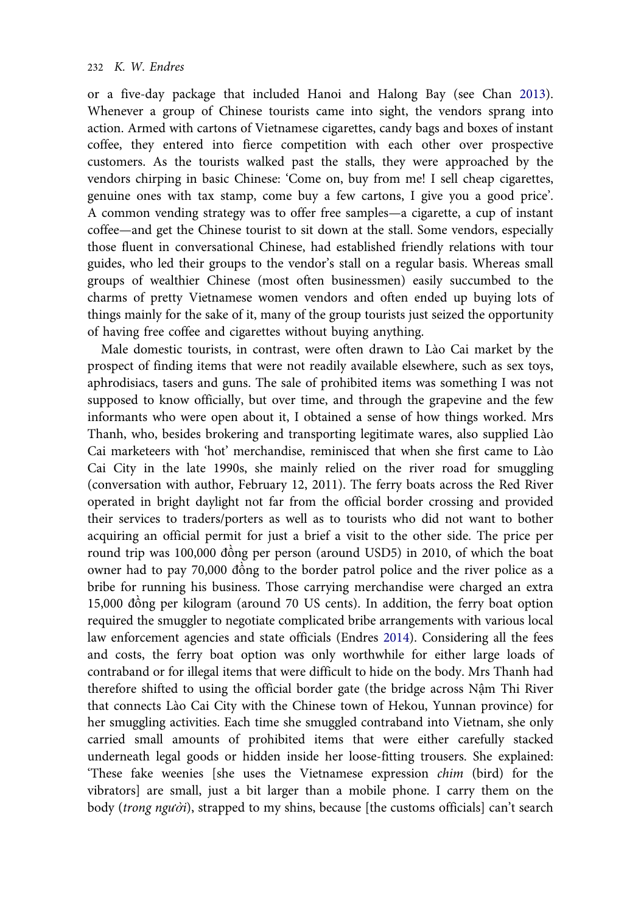or a five-day package that included Hanoi and Halong Bay (see Chan 2013). Whenever a group of Chinese tourists came into sight, the vendors sprang into action. Armed with cartons of Vietnamese cigarettes, candy bags and boxes of instant coffee, they entered into fierce competition with each other over prospective customers. As the tourists walked past the stalls, they were approached by the vendors chirping in basic Chinese: 'Come on, buy from me! I sell cheap cigarettes, genuine ones with tax stamp, come buy a few cartons, I give you a good price'. A common vending strategy was to offer free samples—a cigarette, a cup of instant coffee—and get the Chinese tourist to sit down at the stall. Some vendors, especially those fluent in conversational Chinese, had established friendly relations with tour guides, who led their groups to the vendor's stall on a regular basis. Whereas small groups of wealthier Chinese (most often businessmen) easily succumbed to the charms of pretty Vietnamese women vendors and often ended up buying lots of things mainly for the sake of it, many of the group tourists just seized the opportunity of having free coffee and cigarettes without buying anything.

Male domestic tourists, in contrast, were often drawn to Lào Cai market by the prospect of finding items that were not readily available elsewhere, such as sex toys, aphrodisiacs, tasers and guns. The sale of prohibited items was something I was not supposed to know officially, but over time, and through the grapevine and the few informants who were open about it, I obtained a sense of how things worked. Mrs Thanh, who, besides brokering and transporting legitimate wares, also supplied Lào Cai marketeers with 'hot' merchandise, reminisced that when she first came to Lào Cai City in the late 1990s, she mainly relied on the river road for smuggling (conversation with author, February 12, 2011). The ferry boats across the Red River operated in bright daylight not far from the official border crossing and provided their services to traders/porters as well as to tourists who did not want to bother acquiring an official permit for just a brief a visit to the other side. The price per round trip was 100,000 đồng per person (around USD5) in 2010, of which the boat owner had to pay 70,000 đồng to the border patrol police and the river police as a bribe for running his business. Those carrying merchandise were charged an extra 15,000 đồng per kilogram (around 70 US cents). In addition, the ferry boat option required the smuggler to negotiate complicated bribe arrangements with various local law enforcement agencies and state officials (Endres 2014). Considering all the fees and costs, the ferry boat option was only worthwhile for either large loads of contraband or for illegal items that were difficult to hide on the body. Mrs Thanh had therefore shifted to using the official border gate (the bridge across Nậm Thi River that connects Lào Cai City with the Chinese town of Hekou, Yunnan province) for her smuggling activities. Each time she smuggled contraband into Vietnam, she only carried small amounts of prohibited items that were either carefully stacked underneath legal goods or hidden inside her loose-fitting trousers. She explained: 'These fake weenies [she uses the Vietnamese expression *chim* (bird) for the vibrators] are small, just a bit larger than a mobile phone. I carry them on the body (*trong người*), strapped to my shins, because [the customs officials] can't search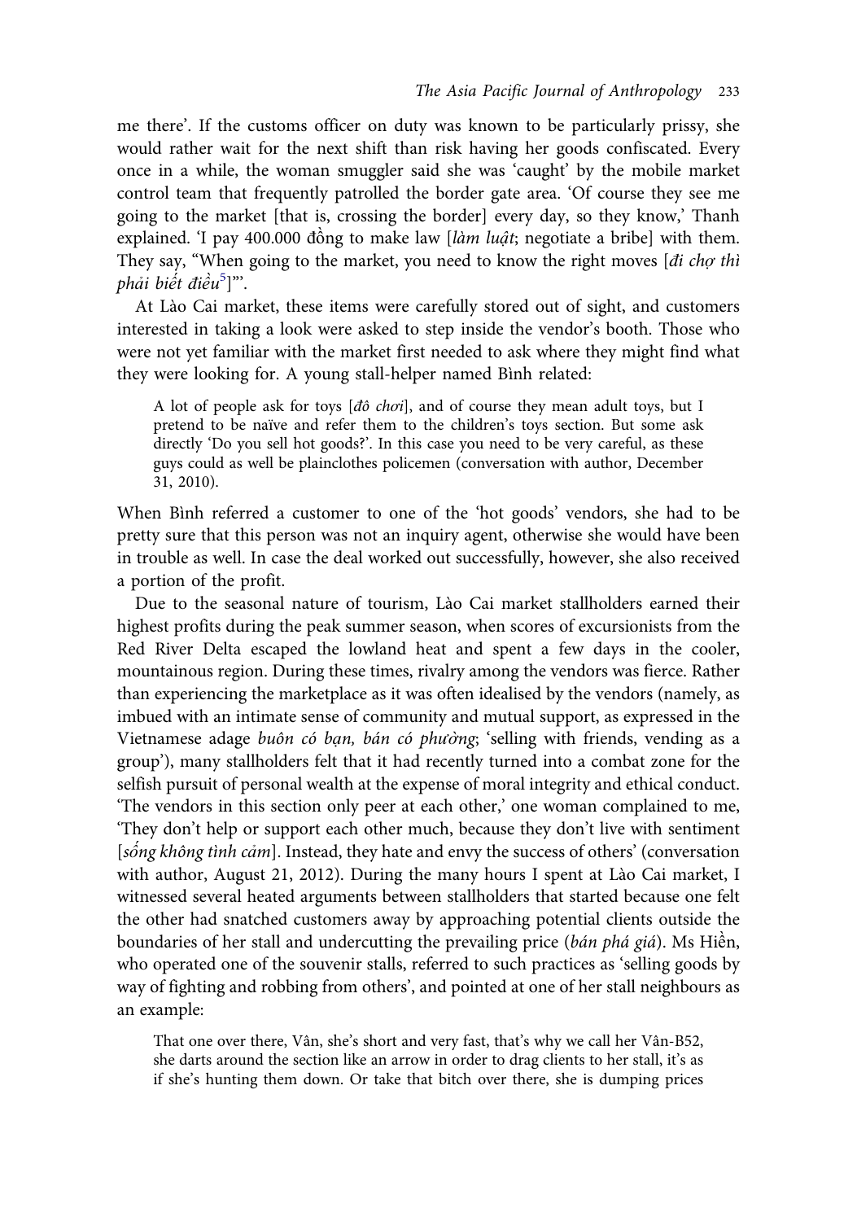me there'. If the customs officer on duty was known to be particularly prissy, she would rather wait for the next shift than risk having her goods confiscated. Every once in a while, the woman smuggler said she was 'caught' by the mobile market control team that frequently patrolled the border gate area. 'Of course they see me going to the market [that is, crossing the border] every day, so they know,' Thanh explained. 'I pay 400.000 đồng to make law [*làm luật*; negotiate a bribe] with them. They say, "When going to the market, you need to know the right moves [*đi chợ thì phải biết điều*[5]]"'.

At Lào Cai market, these items were carefully stored out of sight, and customers interested in taking a look were asked to step inside the vendor's booth. Those who were not yet familiar with the market first needed to ask where they might find what they were looking for. A young stall-helper named Bình related:

> A lot of people ask for toys [*đồ chơi*], and of course they mean adult toys, but I pretend to be naïve and refer them to the children's toys section. But some ask directly 'Do you sell hot goods?'. In this case you need to be very careful, as these guys could as well be plainclothes policemen (conversation with author, December 31, 2010).

When Bình referred a customer to one of the 'hot goods' vendors, she had to be pretty sure that this person was not an inquiry agent, otherwise she would have been in trouble as well. In case the deal worked out successfully, however, she also received a portion of the profit.

Due to the seasonal nature of tourism, Lào Cai market stallholders earned their highest profits during the peak summer season, when scores of excursionists from the Red River Delta escaped the lowland heat and spent a few days in the cooler, mountainous region. During these times, rivalry among the vendors was fierce. Rather than experiencing the marketplace as it was often idealised by the vendors (namely, as imbued with an intimate sense of community and mutual support, as expressed in the Vietnamese adage *buôn có bạn, bán có phường*; 'selling with friends, vending as a group'), many stallholders felt that it had recently turned into a combat zone for the selfish pursuit of personal wealth at the expense of moral integrity and ethical conduct. 'The vendors in this section only peer at each other,' one woman complained to me, 'They don't help or support each other much, because they don't live with sentiment [*sống không tình cảm*]. Instead, they hate and envy the success of others' (conversation with author, August 21, 2012). During the many hours I spent at Lào Cai market, I witnessed several heated arguments between stallholders that started because one felt the other had snatched customers away by approaching potential clients outside the boundaries of her stall and undercutting the prevailing price (*bán phá giá*). Ms Hiền, who operated one of the souvenir stalls, referred to such practices as 'selling goods by way of fighting and robbing from others', and pointed at one of her stall neighbours as an example:

> That one over there, Vân, she's short and very fast, that's why we call her Vân-B52, she darts around the section like an arrow in order to drag clients to her stall, it's as if she's hunting them down. Or take that bitch over there, she is dumping prices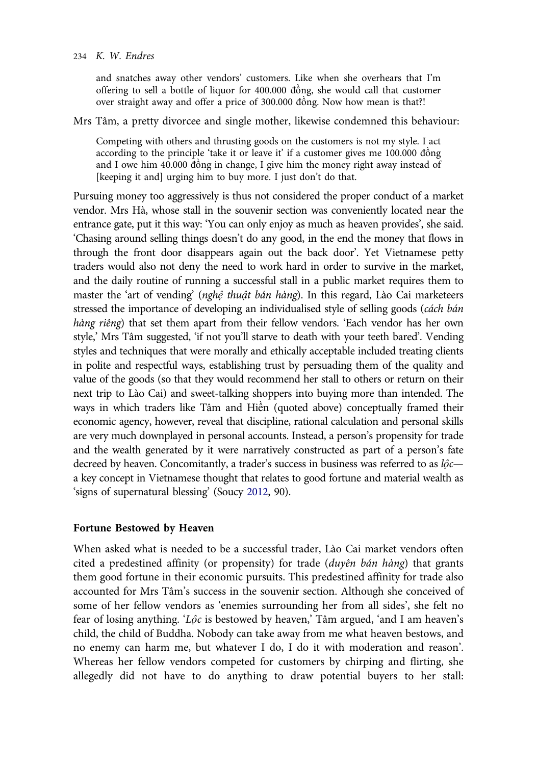> and snatches away other vendors' customers. Like when she overhears that I'm offering to sell a bottle of liquor for 400.000 đồng, she would call that customer over straight away and offer a price of 300.000 đồng. Now how mean is that?!

Mrs Tâm, a pretty divorcee and single mother, likewise condemned this behaviour:

> Competing with others and thrusting goods on the customers is not my style. I act according to the principle 'take it or leave it' if a customer gives me 100.000 đồng and I owe him 40.000 đồng in change, I give him the money right away instead of [keeping it and] urging him to buy more. I just don't do that.

Pursuing money too aggressively is thus not considered the proper conduct of a market vendor. Mrs Hà, whose stall in the souvenir section was conveniently located near the entrance gate, put it this way: 'You can only enjoy as much as heaven provides', she said. 'Chasing around selling things doesn't do any good, in the end the money that flows in through the front door disappears again out the back door'. Yet Vietnamese petty traders would also not deny the need to work hard in order to survive in the market, and the daily routine of running a successful stall in a public market requires them to master the 'art of vending' (*nghệ thuật bán hàng*). In this regard, Lào Cai marketeers stressed the importance of developing an individualised style of selling goods (*cách bán hàng riêng*) that set them apart from their fellow vendors. 'Each vendor has her own style,' Mrs Tâm suggested, 'if not you'll starve to death with your teeth bared'. Vending styles and techniques that were morally and ethically acceptable included treating clients in polite and respectful ways, establishing trust by persuading them of the quality and value of the goods (so that they would recommend her stall to others or return on their next trip to Lào Cai) and sweet-talking shoppers into buying more than intended. The ways in which traders like Tâm and Hiền (quoted above) conceptually framed their economic agency, however, reveal that discipline, rational calculation and personal skills are very much downplayed in personal accounts. Instead, a person's propensity for trade and the wealth generated by it were narratively constructed as part of a person's fate decreed by heaven. Concomitantly, a trader's success in business was referred to as *lộc*—a key concept in Vietnamese thought that relates to good fortune and material wealth as 'signs of supernatural blessing' (Soucy 2012, 90).

## Fortune Bestowed by Heaven

When asked what is needed to be a successful trader, Lào Cai market vendors often cited a predestined affinity (or propensity) for trade (*duyên bán hàng*) that grants them good fortune in their economic pursuits. This predestined affinity for trade also accounted for Mrs Tâm's success in the souvenir section. Although she conceived of some of her fellow vendors as 'enemies surrounding her from all sides', she felt no fear of losing anything. '*Lộc* is bestowed by heaven,' Tâm argued, 'and I am heaven's child, the child of Buddha. Nobody can take away from me what heaven bestows, and no enemy can harm me, but whatever I do, I do it with moderation and reason'. Whereas her fellow vendors competed for customers by chirping and flirting, she allegedly did not have to do anything to draw potential buyers to her stall: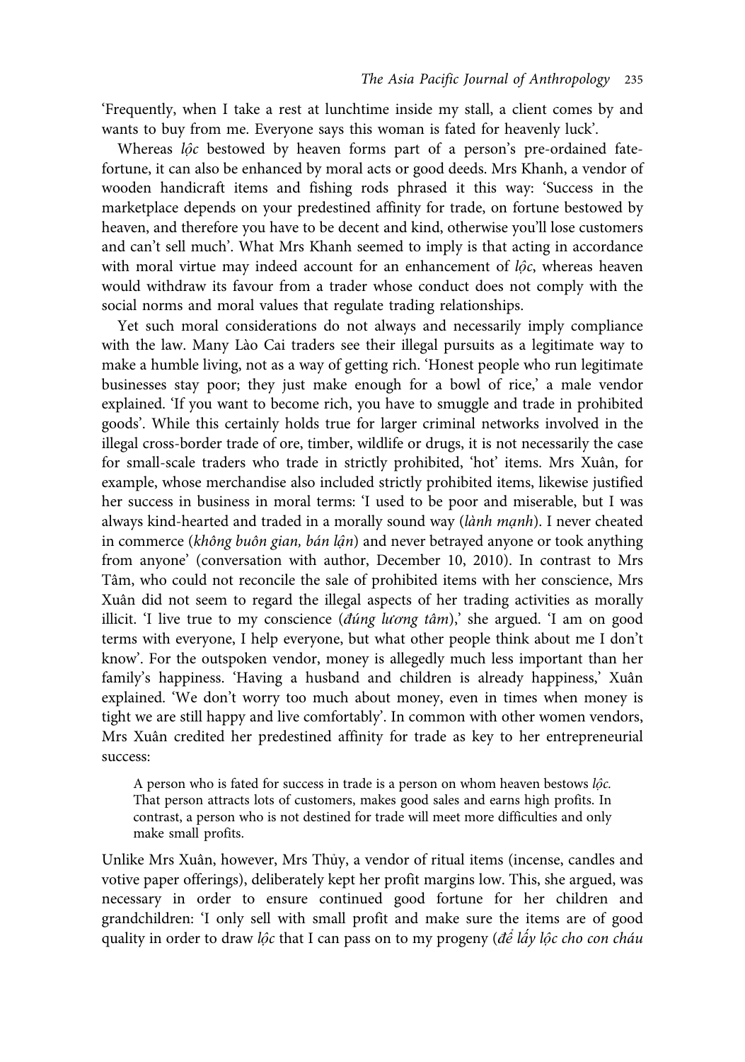'Frequently, when I take a rest at lunchtime inside my stall, a client comes by and wants to buy from me. Everyone says this woman is fated for heavenly luck'.

Whereas *lộc* bestowed by heaven forms part of a person's pre-ordained fate-fortune, it can also be enhanced by moral acts or good deeds. Mrs Khanh, a vendor of wooden handicraft items and fishing rods phrased it this way: 'Success in the marketplace depends on your predestined affinity for trade, on fortune bestowed by heaven, and therefore you have to be decent and kind, otherwise you'll lose customers and can't sell much'. What Mrs Khanh seemed to imply is that acting in accordance with moral virtue may indeed account for an enhancement of *lộc*, whereas heaven would withdraw its favour from a trader whose conduct does not comply with the social norms and moral values that regulate trading relationships.

Yet such moral considerations do not always and necessarily imply compliance with the law. Many Lào Cai traders see their illegal pursuits as a legitimate way to make a humble living, not as a way of getting rich. 'Honest people who run legitimate businesses stay poor; they just make enough for a bowl of rice,' a male vendor explained. 'If you want to become rich, you have to smuggle and trade in prohibited goods'. While this certainly holds true for larger criminal networks involved in the illegal cross-border trade of ore, timber, wildlife or drugs, it is not necessarily the case for small-scale traders who trade in strictly prohibited, 'hot' items. Mrs Xuân, for example, whose merchandise also included strictly prohibited items, likewise justified her success in business in moral terms: 'I used to be poor and miserable, but I was always kind-hearted and traded in a morally sound way (*lành mạnh*). I never cheated in commerce (*không buôn gian, bán lận*) and never betrayed anyone or took anything from anyone' (conversation with author, December 10, 2010). In contrast to Mrs Tâm, who could not reconcile the sale of prohibited items with her conscience, Mrs Xuân did not seem to regard the illegal aspects of her trading activities as morally illicit. 'I live true to my conscience (*đúng lương tâm*),' she argued. 'I am on good terms with everyone, I help everyone, but what other people think about me I don't know'. For the outspoken vendor, money is allegedly much less important than her family's happiness. 'Having a husband and children is already happiness,' Xuân explained. 'We don't worry too much about money, even in times when money is tight we are still happy and live comfortably'. In common with other women vendors, Mrs Xuân credited her predestined affinity for trade as key to her entrepreneurial success:

> A person who is fated for success in trade is a person on whom heaven bestows *lộc*. That person attracts lots of customers, makes good sales and earns high profits. In contrast, a person who is not destined for trade will meet more difficulties and only make small profits.

Unlike Mrs Xuân, however, Mrs Thủy, a vendor of ritual items (incense, candles and votive paper offerings), deliberately kept her profit margins low. This, she argued, was necessary in order to ensure continued good fortune for her children and grandchildren: 'I only sell with small profit and make sure the items are of good quality in order to draw *lộc* that I can pass on to my progeny (*để lấy lộc cho con cháu*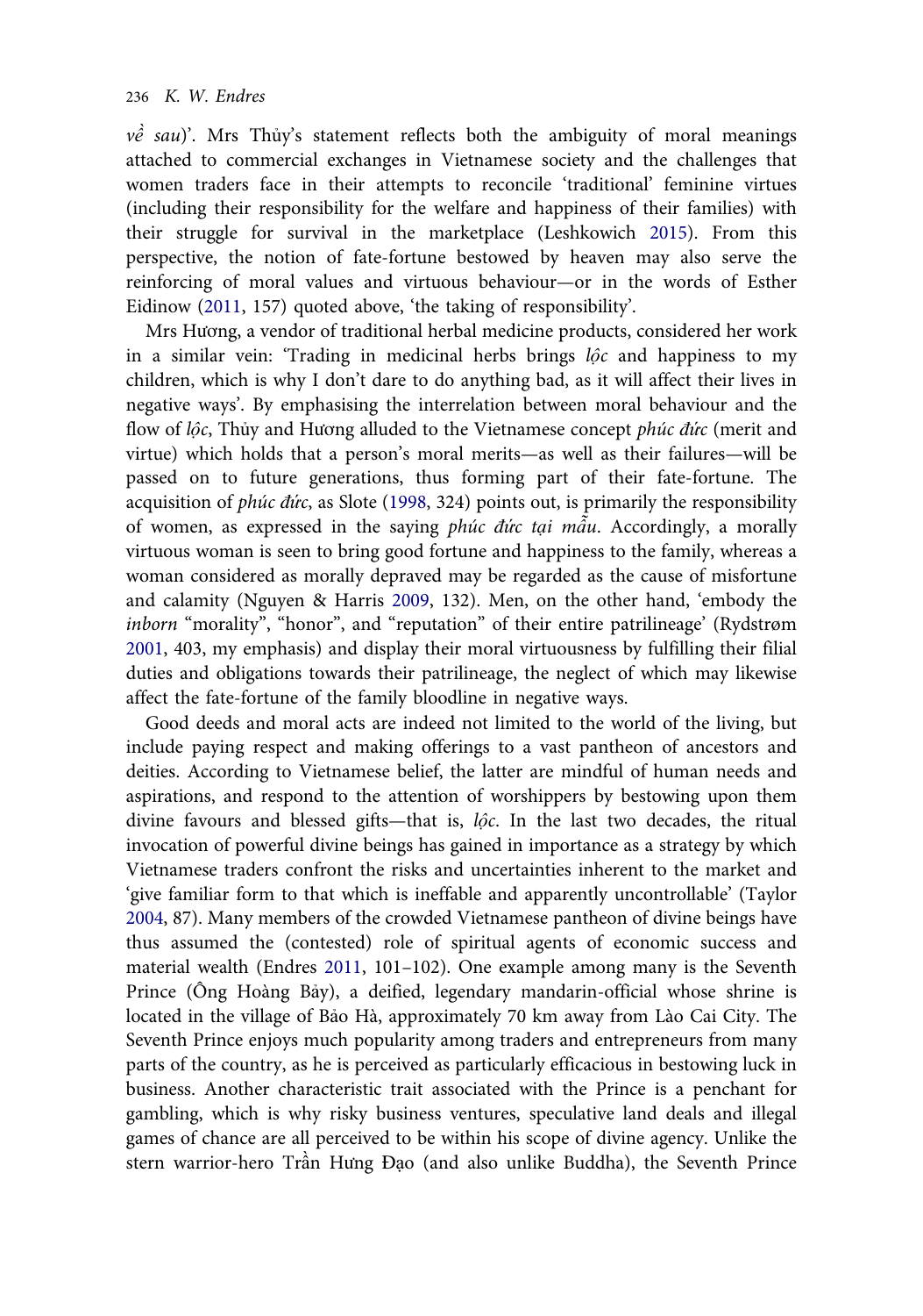*về sau*)'. Mrs Thủy's statement reflects both the ambiguity of moral meanings attached to commercial exchanges in Vietnamese society and the challenges that women traders face in their attempts to reconcile 'traditional' feminine virtues (including their responsibility for the welfare and happiness of their families) with their struggle for survival in the marketplace (Leshkowich 2015). From this perspective, the notion of fate-fortune bestowed by heaven may also serve the reinforcing of moral values and virtuous behaviour—or in the words of Esther Eidinow (2011, 157) quoted above, 'the taking of responsibility'.

Mrs Hương, a vendor of traditional herbal medicine products, considered her work in a similar vein: 'Trading in medicinal herbs brings *lộc* and happiness to my children, which is why I don't dare to do anything bad, as it will affect their lives in negative ways'. By emphasising the interrelation between moral behaviour and the flow of *lộc*, Thủy and Hương alluded to the Vietnamese concept *phúc đức* (merit and virtue) which holds that a person's moral merits—as well as their failures—will be passed on to future generations, thus forming part of their fate-fortune. The acquisition of *phúc đức*, as Slote (1998, 324) points out, is primarily the responsibility of women, as expressed in the saying *phúc đức tại mẫu*. Accordingly, a morally virtuous woman is seen to bring good fortune and happiness to the family, whereas a woman considered as morally depraved may be regarded as the cause of misfortune and calamity (Nguyen & Harris 2009, 132). Men, on the other hand, 'embody the *inborn* "morality", "honor", and "reputation" of their entire patrilineage' (Rydstrøm 2001, 403, my emphasis) and display their moral virtuousness by fulfilling their filial duties and obligations towards their patrilineage, the neglect of which may likewise affect the fate-fortune of the family bloodline in negative ways.

Good deeds and moral acts are indeed not limited to the world of the living, but include paying respect and making offerings to a vast pantheon of ancestors and deities. According to Vietnamese belief, the latter are mindful of human needs and aspirations, and respond to the attention of worshippers by bestowing upon them divine favours and blessed gifts—that is, *lộc*. In the last two decades, the ritual invocation of powerful divine beings has gained in importance as a strategy by which Vietnamese traders confront the risks and uncertainties inherent to the market and 'give familiar form to that which is ineffable and apparently uncontrollable' (Taylor 2004, 87). Many members of the crowded Vietnamese pantheon of divine beings have thus assumed the (contested) role of spiritual agents of economic success and material wealth (Endres 2011, 101–102). One example among many is the Seventh Prince (Ông Hoàng Bảy), a deified, legendary mandarin-official whose shrine is located in the village of Bảo Hà, approximately 70 km away from Lào Cai City. The Seventh Prince enjoys much popularity among traders and entrepreneurs from many parts of the country, as he is perceived as particularly efficacious in bestowing luck in business. Another characteristic trait associated with the Prince is a penchant for gambling, which is why risky business ventures, speculative land deals and illegal games of chance are all perceived to be within his scope of divine agency. Unlike the stern warrior-hero Trần Hưng Đạo (and also unlike Buddha), the Seventh Prince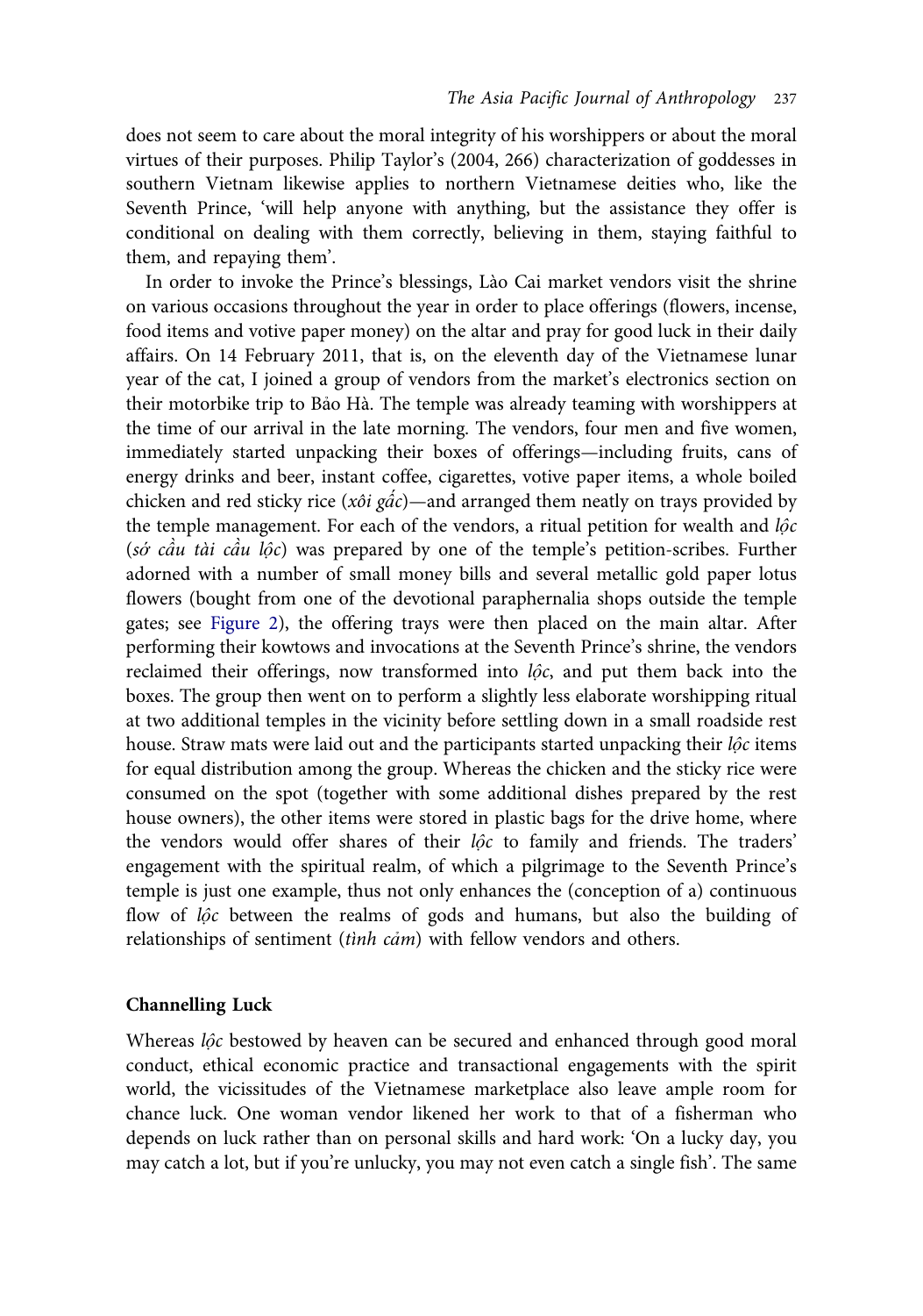does not seem to care about the moral integrity of his worshippers or about the moral virtues of their purposes. Philip Taylor's (2004, 266) characterization of goddesses in southern Vietnam likewise applies to northern Vietnamese deities who, like the Seventh Prince, 'will help anyone with anything, but the assistance they offer is conditional on dealing with them correctly, believing in them, staying faithful to them, and repaying them'.

In order to invoke the Prince's blessings, Lào Cai market vendors visit the shrine on various occasions throughout the year in order to place offerings (flowers, incense, food items and votive paper money) on the altar and pray for good luck in their daily affairs. On 14 February 2011, that is, on the eleventh day of the Vietnamese lunar year of the cat, I joined a group of vendors from the market's electronics section on their motorbike trip to Bảo Hà. The temple was already teaming with worshippers at the time of our arrival in the late morning. The vendors, four men and five women, immediately started unpacking their boxes of offerings—including fruits, cans of energy drinks and beer, instant coffee, cigarettes, votive paper items, a whole boiled chicken and red sticky rice (*xôi gấc*)—and arranged them neatly on trays provided by the temple management. For each of the vendors, a ritual petition for wealth and *lộc* (*sớ cầu tài cầu lộc*) was prepared by one of the temple's petition-scribes. Further adorned with a number of small money bills and several metallic gold paper lotus flowers (bought from one of the devotional paraphernalia shops outside the temple gates; see Figure 2), the offering trays were then placed on the main altar. After performing their kowtows and invocations at the Seventh Prince's shrine, the vendors reclaimed their offerings, now transformed into *lộc*, and put them back into the boxes. The group then went on to perform a slightly less elaborate worshipping ritual at two additional temples in the vicinity before settling down in a small roadside rest house. Straw mats were laid out and the participants started unpacking their *lộc* items for equal distribution among the group. Whereas the chicken and the sticky rice were consumed on the spot (together with some additional dishes prepared by the rest house owners), the other items were stored in plastic bags for the drive home, where the vendors would offer shares of their *lộc* to family and friends. The traders' engagement with the spiritual realm, of which a pilgrimage to the Seventh Prince's temple is just one example, thus not only enhances the (conception of a) continuous flow of *lộc* between the realms of gods and humans, but also the building of relationships of sentiment (*tình cảm*) with fellow vendors and others.

## Channelling Luck

Whereas *lộc* bestowed by heaven can be secured and enhanced through good moral conduct, ethical economic practice and transactional engagements with the spirit world, the vicissitudes of the Vietnamese marketplace also leave ample room for chance luck. One woman vendor likened her work to that of a fisherman who depends on luck rather than on personal skills and hard work: 'On a lucky day, you may catch a lot, but if you're unlucky, you may not even catch a single fish'. The same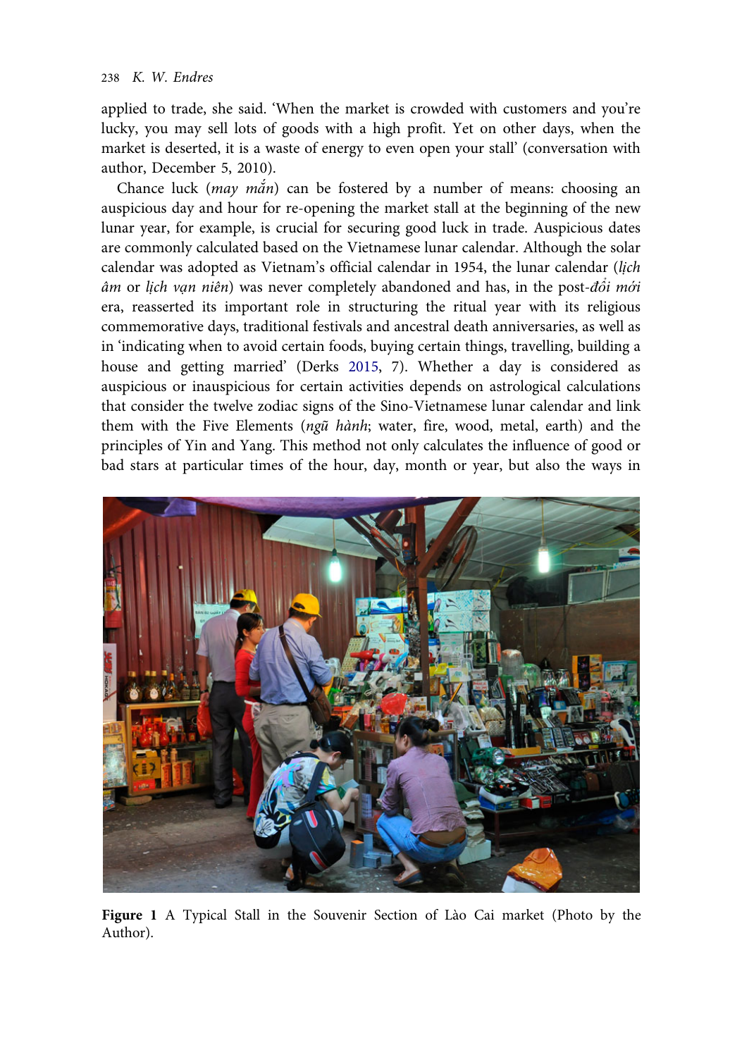applied to trade, she said. 'When the market is crowded with customers and you're lucky, you may sell lots of goods with a high profit. Yet on other days, when the market is deserted, it is a waste of energy to even open your stall' (conversation with author, December 5, 2010).

Chance luck (*may mắn*) can be fostered by a number of means: choosing an auspicious day and hour for re-opening the market stall at the beginning of the new lunar year, for example, is crucial for securing good luck in trade. Auspicious dates are commonly calculated based on the Vietnamese lunar calendar. Although the solar calendar was adopted as Vietnam's official calendar in 1954, the lunar calendar (*lịch âm* or *lịch vạn niên*) was never completely abandoned and has, in the post-*đổi mới* era, reasserted its important role in structuring the ritual year with its religious commemorative days, traditional festivals and ancestral death anniversaries, as well as in 'indicating when to avoid certain foods, buying certain things, travelling, building a house and getting married' (Derks 2015, 7). Whether a day is considered as auspicious or inauspicious for certain activities depends on astrological calculations that consider the twelve zodiac signs of the Sino-Vietnamese lunar calendar and link them with the Five Elements (*ngũ hành*; water, fire, wood, metal, earth) and the principles of Yin and Yang. This method not only calculates the influence of good or bad stars at particular times of the hour, day, month or year, but also the ways in

**Figure 1** A Typical Stall in the Souvenir Section of Lào Cai market (Photo by the Author).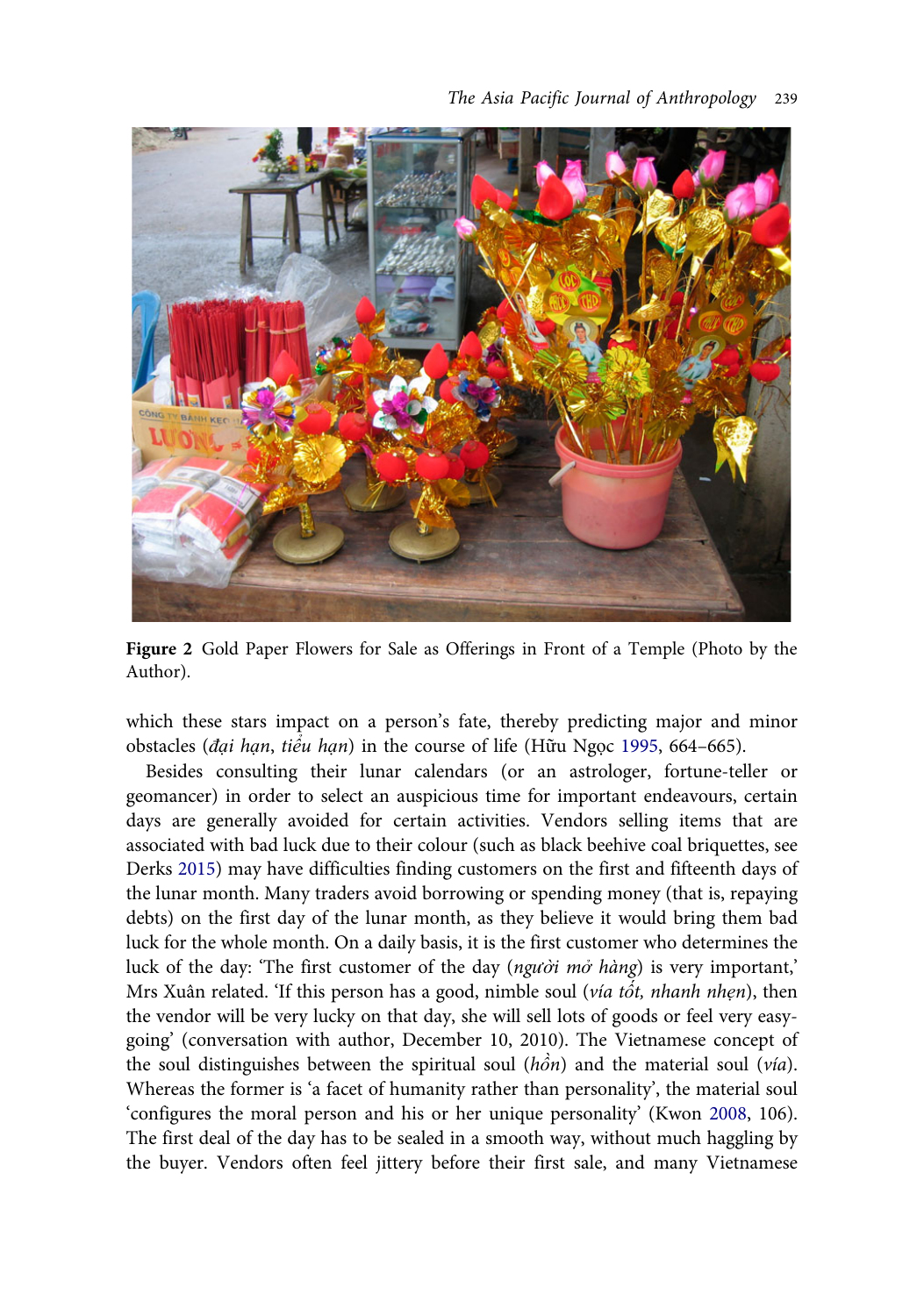**Figure 2** Gold Paper Flowers for Sale as Offerings in Front of a Temple (Photo by the Author).

which these stars impact on a person's fate, thereby predicting major and minor obstacles (*đại hạn*, *tiểu hạn*) in the course of life (Hữu Ngọc 1995, 664–665).

Besides consulting their lunar calendars (or an astrologer, fortune-teller or geomancer) in order to select an auspicious time for important endeavours, certain days are generally avoided for certain activities. Vendors selling items that are associated with bad luck due to their colour (such as black beehive coal briquettes, see Derks 2015) may have difficulties finding customers on the first and fifteenth days of the lunar month. Many traders avoid borrowing or spending money (that is, repaying debts) on the first day of the lunar month, as they believe it would bring them bad luck for the whole month. On a daily basis, it is the first customer who determines the luck of the day: 'The first customer of the day (*người mở hàng*) is very important,' Mrs Xuân related. 'If this person has a good, nimble soul (*vía tốt, nhanh nhẹn*), then the vendor will be very lucky on that day, she will sell lots of goods or feel very easy-going' (conversation with author, December 10, 2010). The Vietnamese concept of the soul distinguishes between the spiritual soul (*hồn*) and the material soul (*vía*). Whereas the former is 'a facet of humanity rather than personality', the material soul 'configures the moral person and his or her unique personality' (Kwon 2008, 106). The first deal of the day has to be sealed in a smooth way, without much haggling by the buyer. Vendors often feel jittery before their first sale, and many Vietnamese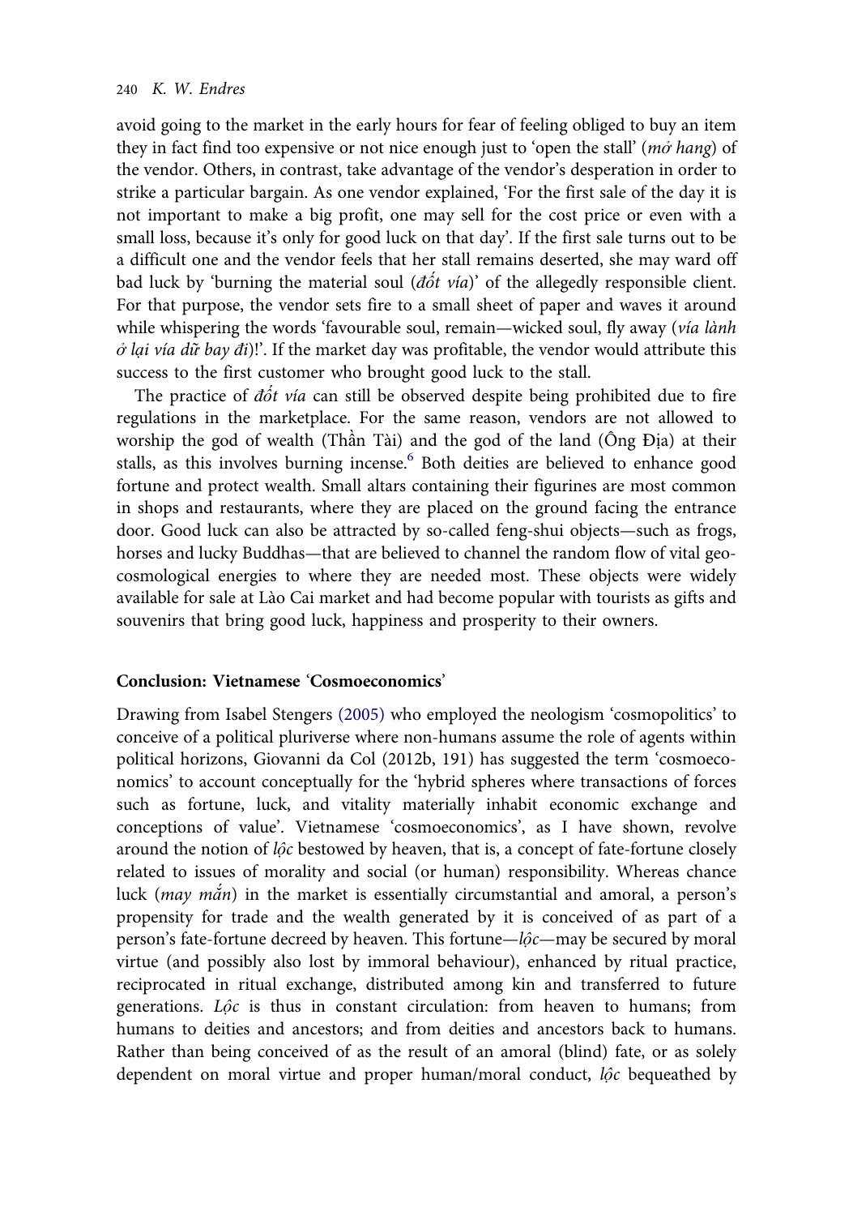avoid going to the market in the early hours for fear of feeling obliged to buy an item they in fact find too expensive or not nice enough just to 'open the stall' (*mở hang*) of the vendor. Others, in contrast, take advantage of the vendor's desperation in order to strike a particular bargain. As one vendor explained, 'For the first sale of the day it is not important to make a big profit, one may sell for the cost price or even with a small loss, because it's only for good luck on that day'. If the first sale turns out to be a difficult one and the vendor feels that her stall remains deserted, she may ward off bad luck by 'burning the material soul (*đốt vía*)' of the allegedly responsible client. For that purpose, the vendor sets fire to a small sheet of paper and waves it around while whispering the words 'favourable soul, remain—wicked soul, fly away (*vía lành ở lại vía dữ bay đi*)!'. If the market day was profitable, the vendor would attribute this success to the first customer who brought good luck to the stall.

The practice of *đốt vía* can still be observed despite being prohibited due to fire regulations in the marketplace. For the same reason, vendors are not allowed to worship the god of wealth (Thần Tài) and the god of the land (Ông Địa) at their stalls, as this involves burning incense.[6] Both deities are believed to enhance good fortune and protect wealth. Small altars containing their figurines are most common in shops and restaurants, where they are placed on the ground facing the entrance door. Good luck can also be attracted by so-called feng-shui objects—such as frogs, horses and lucky Buddhas—that are believed to channel the random flow of vital geo-cosmological energies to where they are needed most. These objects were widely available for sale at Lào Cai market and had become popular with tourists as gifts and souvenirs that bring good luck, happiness and prosperity to their owners.

## Conclusion: Vietnamese 'Cosmoeconomics'

Drawing from Isabel Stengers (2005) who employed the neologism 'cosmopolitics' to conceive of a political pluriverse where non-humans assume the role of agents within political horizons, Giovanni da Col (2012b, 191) has suggested the term 'cosmoeconomics' to account conceptually for the 'hybrid spheres where transactions of forces such as fortune, luck, and vitality materially inhabit economic exchange and conceptions of value'. Vietnamese 'cosmoeconomics', as I have shown, revolve around the notion of *lộc* bestowed by heaven, that is, a concept of fate-fortune closely related to issues of morality and social (or human) responsibility. Whereas chance luck (*may mắn*) in the market is essentially circumstantial and amoral, a person's propensity for trade and the wealth generated by it is conceived of as part of a person's fate-fortune decreed by heaven. This fortune—*lộc*—may be secured by moral virtue (and possibly also lost by immoral behaviour), enhanced by ritual practice, reciprocated in ritual exchange, distributed among kin and transferred to future generations. *Lộc* is thus in constant circulation: from heaven to humans; from humans to deities and ancestors; and from deities and ancestors back to humans. Rather than being conceived of as the result of an amoral (blind) fate, or as solely dependent on moral virtue and proper human/moral conduct, *lộc* bequeathed by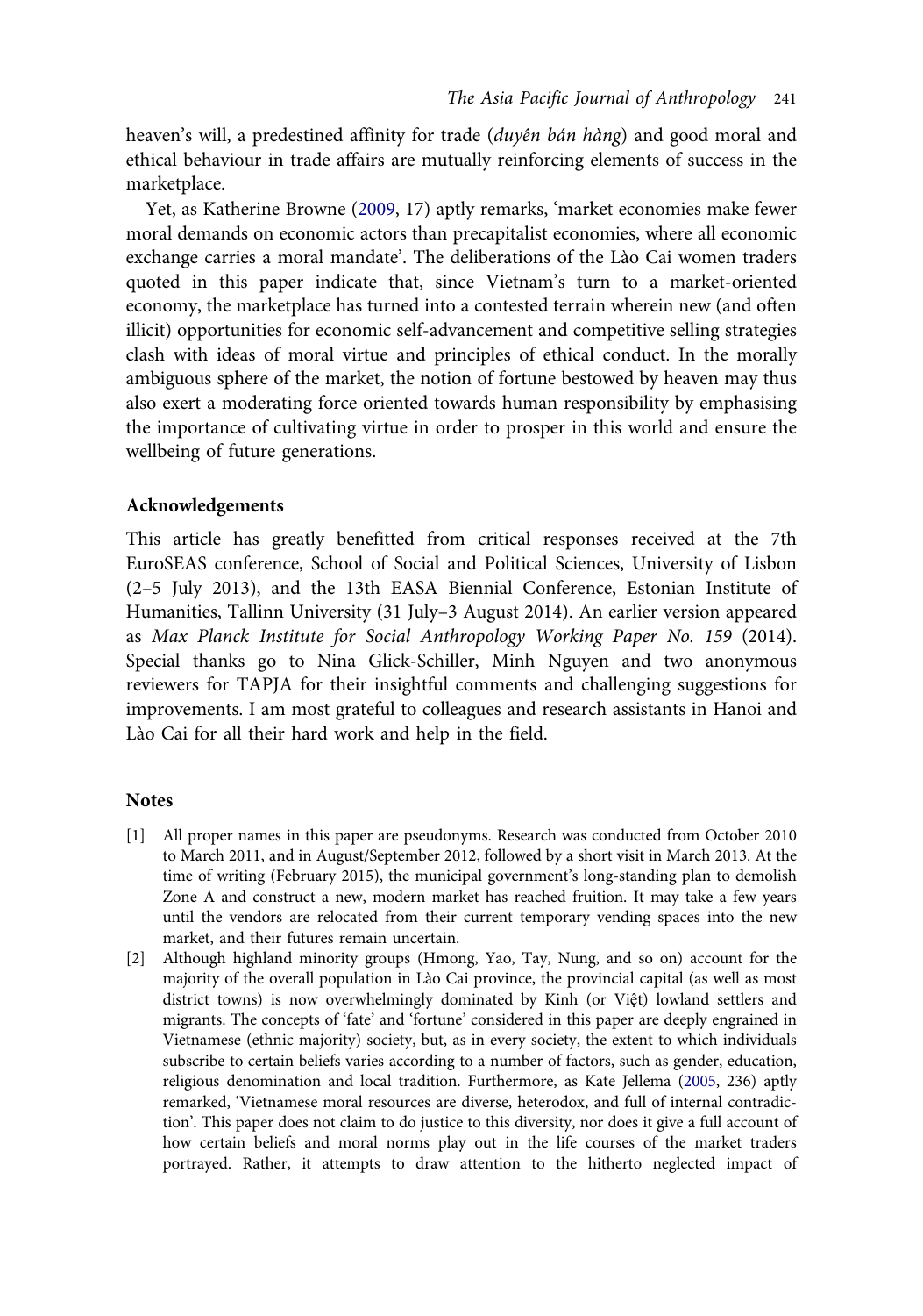heaven's will, a predestined affinity for trade (*duyên bán hàng*) and good moral and ethical behaviour in trade affairs are mutually reinforcing elements of success in the marketplace.

Yet, as Katherine Browne (2009, 17) aptly remarks, 'market economies make fewer moral demands on economic actors than precapitalist economies, where all economic exchange carries a moral mandate'. The deliberations of the Lào Cai women traders quoted in this paper indicate that, since Vietnam's turn to a market-oriented economy, the marketplace has turned into a contested terrain wherein new (and often illicit) opportunities for economic self-advancement and competitive selling strategies clash with ideas of moral virtue and principles of ethical conduct. In the morally ambiguous sphere of the market, the notion of fortune bestowed by heaven may thus also exert a moderating force oriented towards human responsibility by emphasising the importance of cultivating virtue in order to prosper in this world and ensure the wellbeing of future generations.

## Acknowledgements

This article has greatly benefitted from critical responses received at the 7th EuroSEAS conference, School of Social and Political Sciences, University of Lisbon (2–5 July 2013), and the 13th EASA Biennial Conference, Estonian Institute of Humanities, Tallinn University (31 July–3 August 2014). An earlier version appeared as *Max Planck Institute for Social Anthropology Working Paper No. 159* (2014). Special thanks go to Nina Glick-Schiller, Minh Nguyen and two anonymous reviewers for TAPJA for their insightful comments and challenging suggestions for improvements. I am most grateful to colleagues and research assistants in Hanoi and Lào Cai for all their hard work and help in the field.

## Notes

[1] All proper names in this paper are pseudonyms. Research was conducted from October 2010 to March 2011, and in August/September 2012, followed by a short visit in March 2013. At the time of writing (February 2015), the municipal government's long-standing plan to demolish Zone A and construct a new, modern market has reached fruition. It may take a few years until the vendors are relocated from their current temporary vending spaces into the new market, and their futures remain uncertain.

[2] Although highland minority groups (Hmong, Yao, Tay, Nung, and so on) account for the majority of the overall population in Lào Cai province, the provincial capital (as well as most district towns) is now overwhelmingly dominated by Kinh (or Việt) lowland settlers and migrants. The concepts of 'fate' and 'fortune' considered in this paper are deeply engrained in Vietnamese (ethnic majority) society, but, as in every society, the extent to which individuals subscribe to certain beliefs varies according to a number of factors, such as gender, education, religious denomination and local tradition. Furthermore, as Kate Jellema (2005, 236) aptly remarked, 'Vietnamese moral resources are diverse, heterodox, and full of internal contradiction'. This paper does not claim to do justice to this diversity, nor does it give a full account of how certain beliefs and moral norms play out in the life courses of the market traders portrayed. Rather, it attempts to draw attention to the hitherto neglected impact of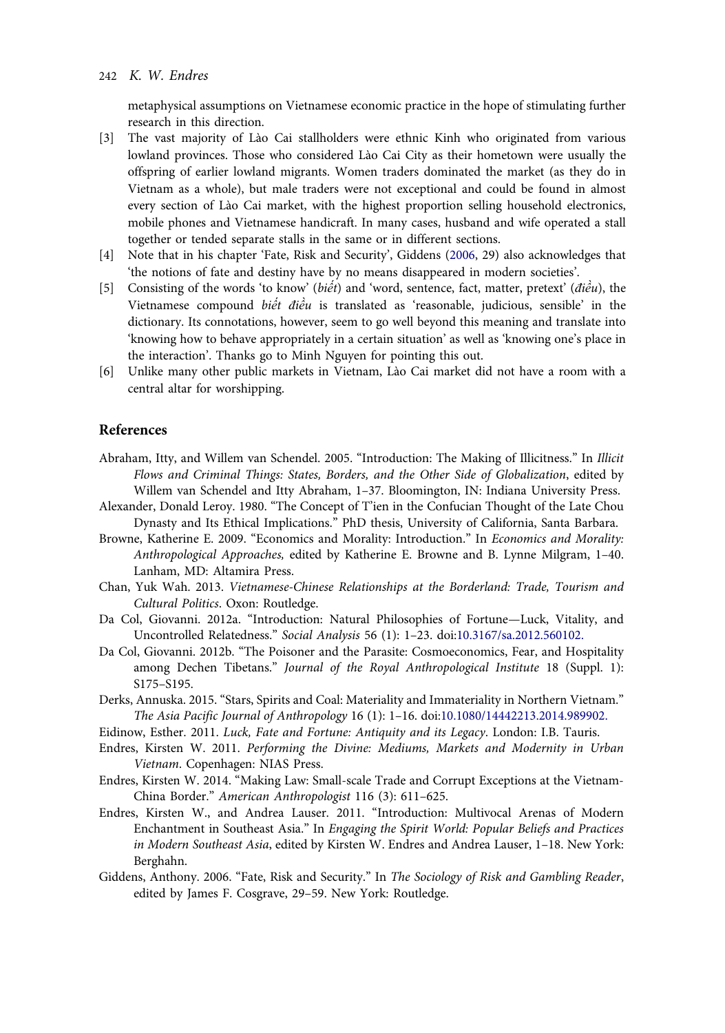metaphysical assumptions on Vietnamese economic practice in the hope of stimulating further research in this direction.

[3] The vast majority of Lào Cai stallholders were ethnic Kinh who originated from various lowland provinces. Those who considered Lào Cai City as their hometown were usually the offspring of earlier lowland migrants. Women traders dominated the market (as they do in Vietnam as a whole), but male traders were not exceptional and could be found in almost every section of Lào Cai market, with the highest proportion selling household electronics, mobile phones and Vietnamese handicraft. In many cases, husband and wife operated a stall together or tended separate stalls in the same or in different sections.

[4] Note that in his chapter 'Fate, Risk and Security', Giddens (2006, 29) also acknowledges that 'the notions of fate and destiny have by no means disappeared in modern societies'.

[5] Consisting of the words 'to know' (*biết*) and 'word, sentence, fact, matter, pretext' (*điều*), the Vietnamese compound *biết điều* is translated as 'reasonable, judicious, sensible' in the dictionary. Its connotations, however, seem to go well beyond this meaning and translate into 'knowing how to behave appropriately in a certain situation' as well as 'knowing one's place in the interaction'. Thanks go to Minh Nguyen for pointing this out.

[6] Unlike many other public markets in Vietnam, Lào Cai market did not have a room with a central altar for worshipping.

## References

Abraham, Itty, and Willem van Schendel. 2005. "Introduction: The Making of Illicitness." In *Illicit Flows and Criminal Things: States, Borders, and the Other Side of Globalization*, edited by Willem van Schendel and Itty Abraham, 1–37. Bloomington, IN: Indiana University Press.

Alexander, Donald Leroy. 1980. "The Concept of T'ien in the Confucian Thought of the Late Chou Dynasty and Its Ethical Implications." PhD thesis, University of California, Santa Barbara.

Browne, Katherine E. 2009. "Economics and Morality: Introduction." In *Economics and Morality: Anthropological Approaches,* edited by Katherine E. Browne and B. Lynne Milgram, 1–40. Lanham, MD: Altamira Press.

Chan, Yuk Wah. 2013. *Vietnamese-Chinese Relationships at the Borderland: Trade, Tourism and Cultural Politics*. Oxon: Routledge.

Da Col, Giovanni. 2012a. "Introduction: Natural Philosophies of Fortune—Luck, Vitality, and Uncontrolled Relatedness." *Social Analysis* 56 (1): 1–23. doi:10.3167/sa.2012.560102.

Da Col, Giovanni. 2012b. "The Poisoner and the Parasite: Cosmoeconomics, Fear, and Hospitality among Dechen Tibetans." *Journal of the Royal Anthropological Institute* 18 (Suppl. 1): S175–S195.

Derks, Annuska. 2015. "Stars, Spirits and Coal: Materiality and Immateriality in Northern Vietnam." *The Asia Pacific Journal of Anthropology* 16 (1): 1–16. doi:10.1080/14442213.2014.989902.

Eidinow, Esther. 2011. *Luck, Fate and Fortune: Antiquity and its Legacy*. London: I.B. Tauris.

Endres, Kirsten W. 2011. *Performing the Divine: Mediums, Markets and Modernity in Urban Vietnam*. Copenhagen: NIAS Press.

Endres, Kirsten W. 2014. "Making Law: Small-scale Trade and Corrupt Exceptions at the Vietnam-China Border." *American Anthropologist* 116 (3): 611–625.

Endres, Kirsten W., and Andrea Lauser. 2011. "Introduction: Multivocal Arenas of Modern Enchantment in Southeast Asia." In *Engaging the Spirit World: Popular Beliefs and Practices in Modern Southeast Asia*, edited by Kirsten W. Endres and Andrea Lauser, 1–18. New York: Berghahn.

Giddens, Anthony. 2006. "Fate, Risk and Security." In *The Sociology of Risk and Gambling Reader*, edited by James F. Cosgrave, 29–59. New York: Routledge.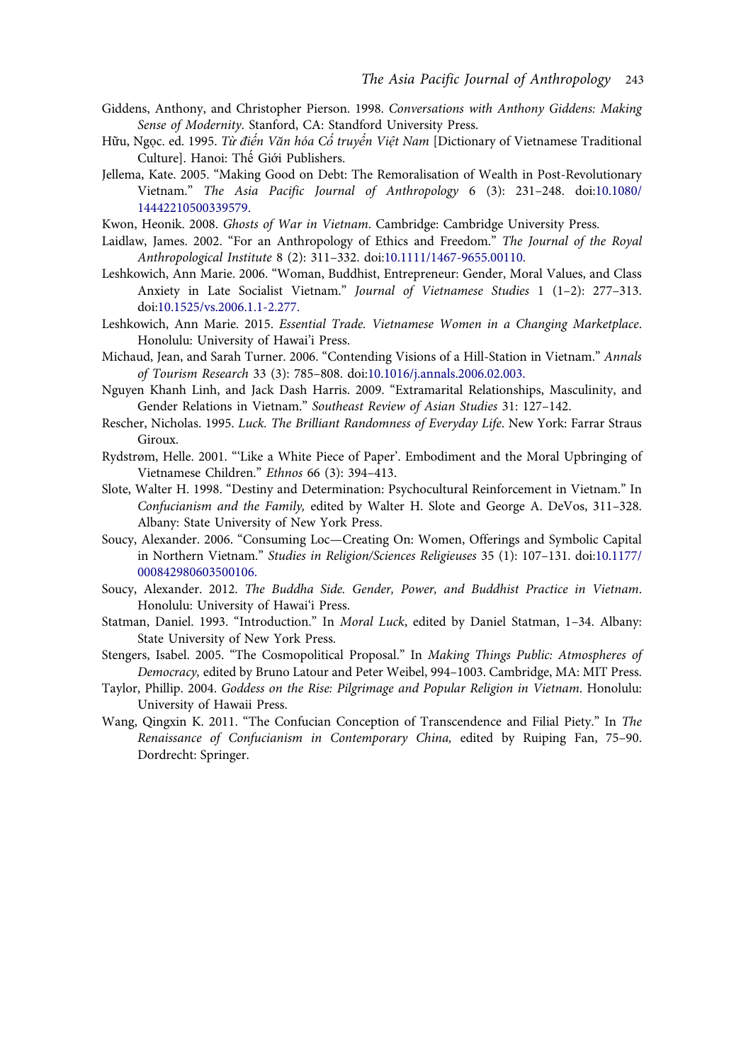Giddens, Anthony, and Christopher Pierson. 1998. *Conversations with Anthony Giddens: Making Sense of Modernity*. Stanford, CA: Standford University Press.

Hữu, Ngọc. ed. 1995. *Từ điển Văn hóa Cổ truyền Việt Nam* [Dictionary of Vietnamese Traditional Culture]. Hanoi: Thế Giới Publishers.

Jellema, Kate. 2005. "Making Good on Debt: The Remoralisation of Wealth in Post-Revolutionary Vietnam." *The Asia Pacific Journal of Anthropology* 6 (3): 231–248. doi:10.1080/14442210500339579.

Kwon, Heonik. 2008. *Ghosts of War in Vietnam*. Cambridge: Cambridge University Press.

Laidlaw, James. 2002. "For an Anthropology of Ethics and Freedom." *The Journal of the Royal Anthropological Institute* 8 (2): 311–332. doi:10.1111/1467-9655.00110.

Leshkowich, Ann Marie. 2006. "Woman, Buddhist, Entrepreneur: Gender, Moral Values, and Class Anxiety in Late Socialist Vietnam." *Journal of Vietnamese Studies* 1 (1–2): 277–313. doi:10.1525/vs.2006.1.1-2.277.

Leshkowich, Ann Marie. 2015. *Essential Trade. Vietnamese Women in a Changing Marketplace*. Honolulu: University of Hawai'i Press.

Michaud, Jean, and Sarah Turner. 2006. "Contending Visions of a Hill-Station in Vietnam." *Annals of Tourism Research* 33 (3): 785–808. doi:10.1016/j.annals.2006.02.003.

Nguyen Khanh Linh, and Jack Dash Harris. 2009. "Extramarital Relationships, Masculinity, and Gender Relations in Vietnam." *Southeast Review of Asian Studies* 31: 127–142.

Rescher, Nicholas. 1995. *Luck. The Brilliant Randomness of Everyday Life*. New York: Farrar Straus Giroux.

Rydstrøm, Helle. 2001. "'Like a White Piece of Paper'. Embodiment and the Moral Upbringing of Vietnamese Children." *Ethnos* 66 (3): 394–413.

Slote, Walter H. 1998. "Destiny and Determination: Psychocultural Reinforcement in Vietnam." In *Confucianism and the Family,* edited by Walter H. Slote and George A. DeVos, 311–328. Albany: State University of New York Press.

Soucy, Alexander. 2006. "Consuming Loc—Creating On: Women, Offerings and Symbolic Capital in Northern Vietnam." *Studies in Religion/Sciences Religieuses* 35 (1): 107–131. doi:10.1177/000842980603500106.

Soucy, Alexander. 2012. *The Buddha Side. Gender, Power, and Buddhist Practice in Vietnam*. Honolulu: University of Hawai'i Press.

Statman, Daniel. 1993. "Introduction." In *Moral Luck*, edited by Daniel Statman, 1–34. Albany: State University of New York Press.

Stengers, Isabel. 2005. "The Cosmopolitical Proposal." In *Making Things Public: Atmospheres of Democracy,* edited by Bruno Latour and Peter Weibel, 994–1003. Cambridge, MA: MIT Press.

Taylor, Phillip. 2004. *Goddess on the Rise: Pilgrimage and Popular Religion in Vietnam*. Honolulu: University of Hawaii Press.

Wang, Qingxin K. 2011. "The Confucian Conception of Transcendence and Filial Piety." In *The Renaissance of Confucianism in Contemporary China,* edited by Ruiping Fan, 75–90. Dordrecht: Springer.